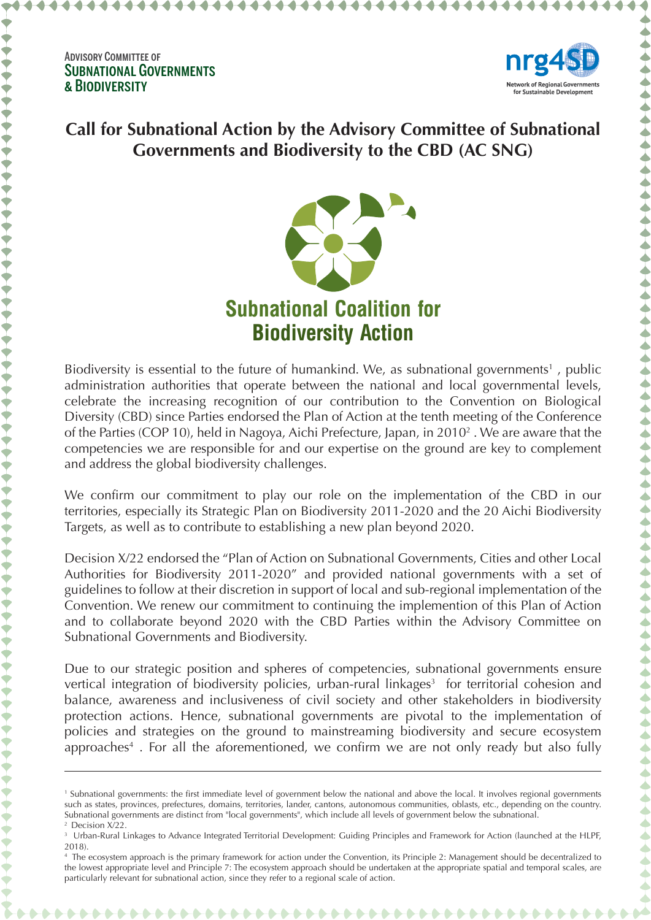Advisory Committee of
Subnational Governments
& Biodiversity

nrg4SD
Network of Regional Governments for Sustainable Development

# Call for Subnational Action by the Advisory Committee of Subnational Governments and Biodiversity to the CBD (AC SNG)

Subnational Coalition for Biodiversity Action

Biodiversity is essential to the future of humankind. We, as subnational governments[1] , public administration authorities that operate between the national and local governmental levels, celebrate the increasing recognition of our contribution to the Convention on Biological Diversity (CBD) since Parties endorsed the Plan of Action at the tenth meeting of the Conference of the Parties (COP 10), held in Nagoya, Aichi Prefecture, Japan, in 2010[2] . We are aware that the competencies we are responsible for and our expertise on the ground are key to complement and address the global biodiversity challenges.

We confirm our commitment to play our role on the implementation of the CBD in our territories, especially its Strategic Plan on Biodiversity 2011-2020 and the 20 Aichi Biodiversity Targets, as well as to contribute to establishing a new plan beyond 2020.

Decision X/22 endorsed the "Plan of Action on Subnational Governments, Cities and other Local Authorities for Biodiversity 2011-2020" and provided national governments with a set of guidelines to follow at their discretion in support of local and sub-regional implementation of the Convention. We renew our commitment to continuing the implemention of this Plan of Action and to collaborate beyond 2020 with the CBD Parties within the Advisory Committee on Subnational Governments and Biodiversity.

Due to our strategic position and spheres of competencies, subnational governments ensure vertical integration of biodiversity policies, urban-rural linkages[3] for territorial cohesion and balance, awareness and inclusiveness of civil society and other stakeholders in biodiversity protection actions. Hence, subnational governments are pivotal to the implementation of policies and strategies on the ground to mainstreaming biodiversity and secure ecosystem approaches[4] . For all the aforementioned, we confirm we are not only ready but also fully

---

[1] Subnational governments: the first immediate level of government below the national and above the local. It involves regional governments such as states, provinces, prefectures, domains, territories, lander, cantons, autonomous communities, oblasts, etc., depending on the country. Subnational governments are distinct from "local governments", which include all levels of government below the subnational.

[2] Decision X/22.

[3] Urban-Rural Linkages to Advance Integrated Territorial Development: Guiding Principles and Framework for Action (launched at the HLPF, 2018).

[4] The ecosystem approach is the primary framework for action under the Convention, its Principle 2: Management should be decentralized to the lowest appropriate level and Principle 7: The ecosystem approach should be undertaken at the appropriate spatial and temporal scales, are particularly relevant for subnational action, since they refer to a regional scale of action.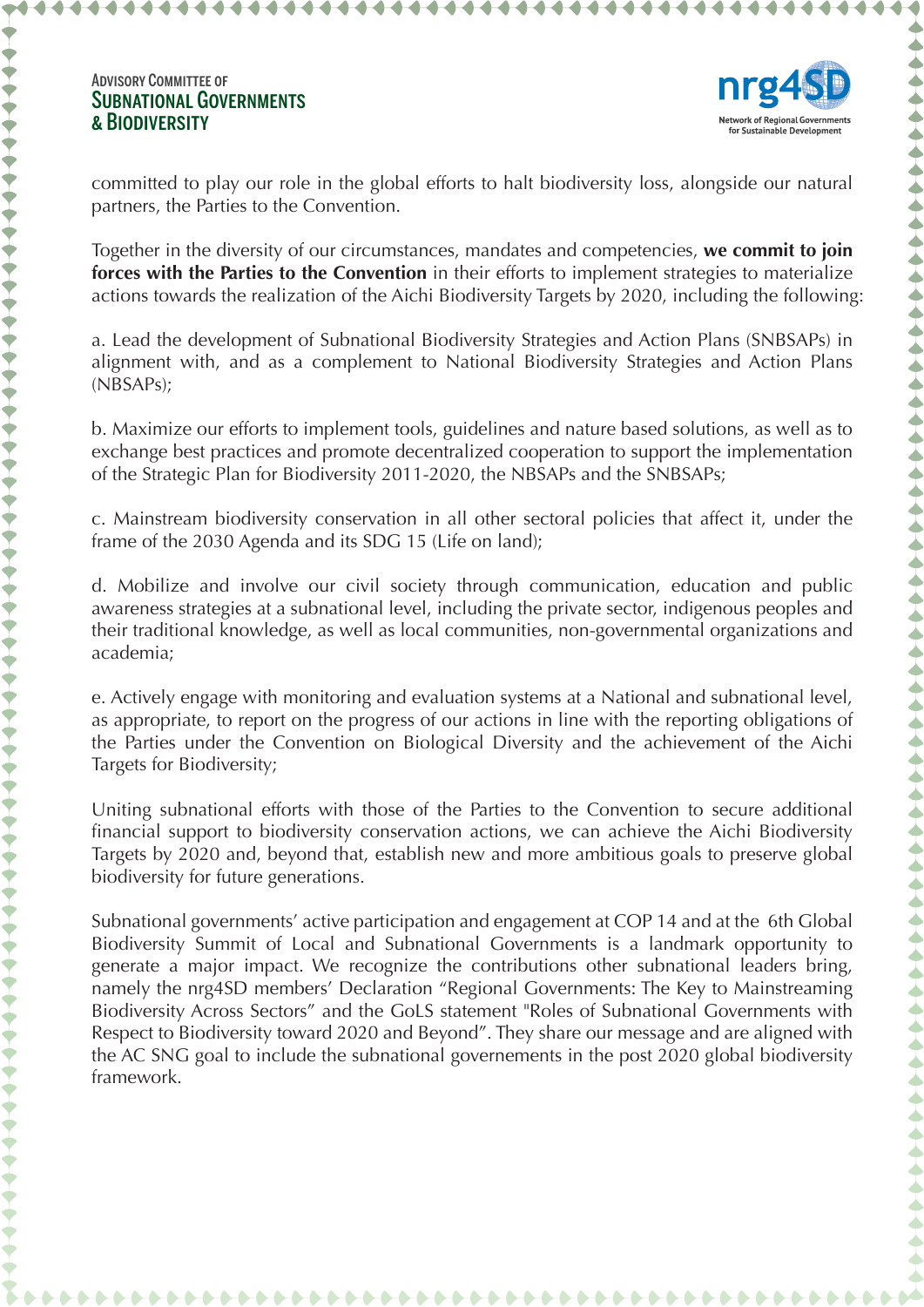committed to play our role in the global efforts to halt biodiversity loss, alongside our natural partners, the Parties to the Convention.

Together in the diversity of our circumstances, mandates and competencies, **we commit to join forces with the Parties to the Convention** in their efforts to implement strategies to materialize actions towards the realization of the Aichi Biodiversity Targets by 2020, including the following:

a. Lead the development of Subnational Biodiversity Strategies and Action Plans (SNBSAPs) in alignment with, and as a complement to National Biodiversity Strategies and Action Plans (NBSAPs);

b. Maximize our efforts to implement tools, guidelines and nature based solutions, as well as to exchange best practices and promote decentralized cooperation to support the implementation of the Strategic Plan for Biodiversity 2011-2020, the NBSAPs and the SNBSAPs;

c. Mainstream biodiversity conservation in all other sectoral policies that affect it, under the frame of the 2030 Agenda and its SDG 15 (Life on land);

d. Mobilize and involve our civil society through communication, education and public awareness strategies at a subnational level, including the private sector, indigenous peoples and their traditional knowledge, as well as local communities, non-governmental organizations and academia;

e. Actively engage with monitoring and evaluation systems at a National and subnational level, as appropriate, to report on the progress of our actions in line with the reporting obligations of the Parties under the Convention on Biological Diversity and the achievement of the Aichi Targets for Biodiversity;

Uniting subnational efforts with those of the Parties to the Convention to secure additional financial support to biodiversity conservation actions, we can achieve the Aichi Biodiversity Targets by 2020 and, beyond that, establish new and more ambitious goals to preserve global biodiversity for future generations.

Subnational governments' active participation and engagement at COP 14 and at the 6th Global Biodiversity Summit of Local and Subnational Governments is a landmark opportunity to generate a major impact. We recognize the contributions other subnational leaders bring, namely the nrg4SD members' Declaration "Regional Governments: The Key to Mainstreaming Biodiversity Across Sectors" and the GoLS statement "Roles of Subnational Governments with Respect to Biodiversity toward 2020 and Beyond". They share our message and are aligned with the AC SNG goal to include the subnational governements in the post 2020 global biodiversity framework.